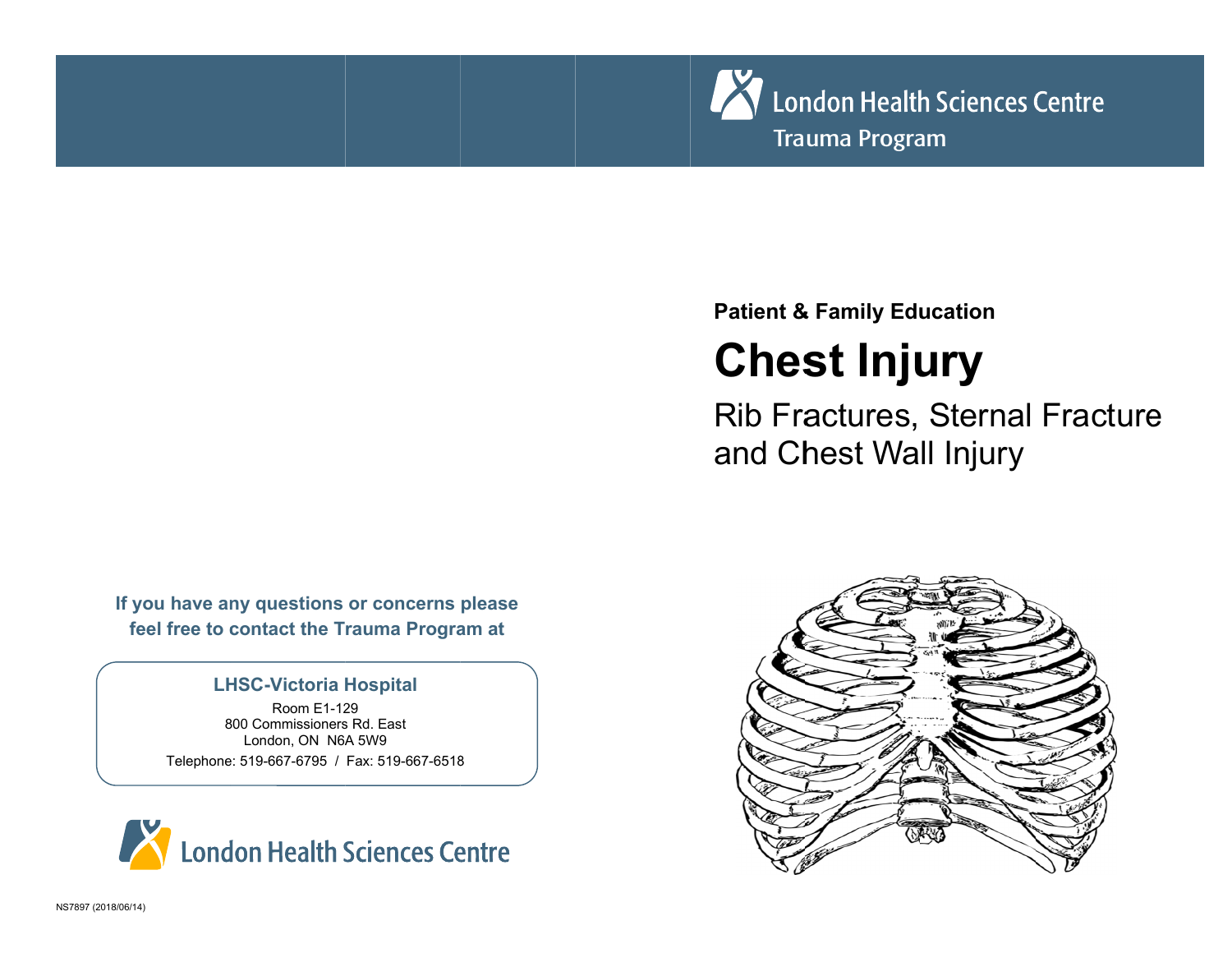London Health Sciences Centre

Trauma Program

**Patient & Family Education**

# Chest Injury

## Rib Fractures, Sternal Fracture and Chest Wall Injury

**If you have any questions or concerns please feel free to contact the Trauma Program at**

**LHSC-Victoria Hospital**

Room E1-129
800 Commissioners Rd. East
London, ON N6A 5W9

Telephone: 519-667-6795 / Fax: 519-667-6518

London Health Sciences Centre

NS7897 (2018/06/14)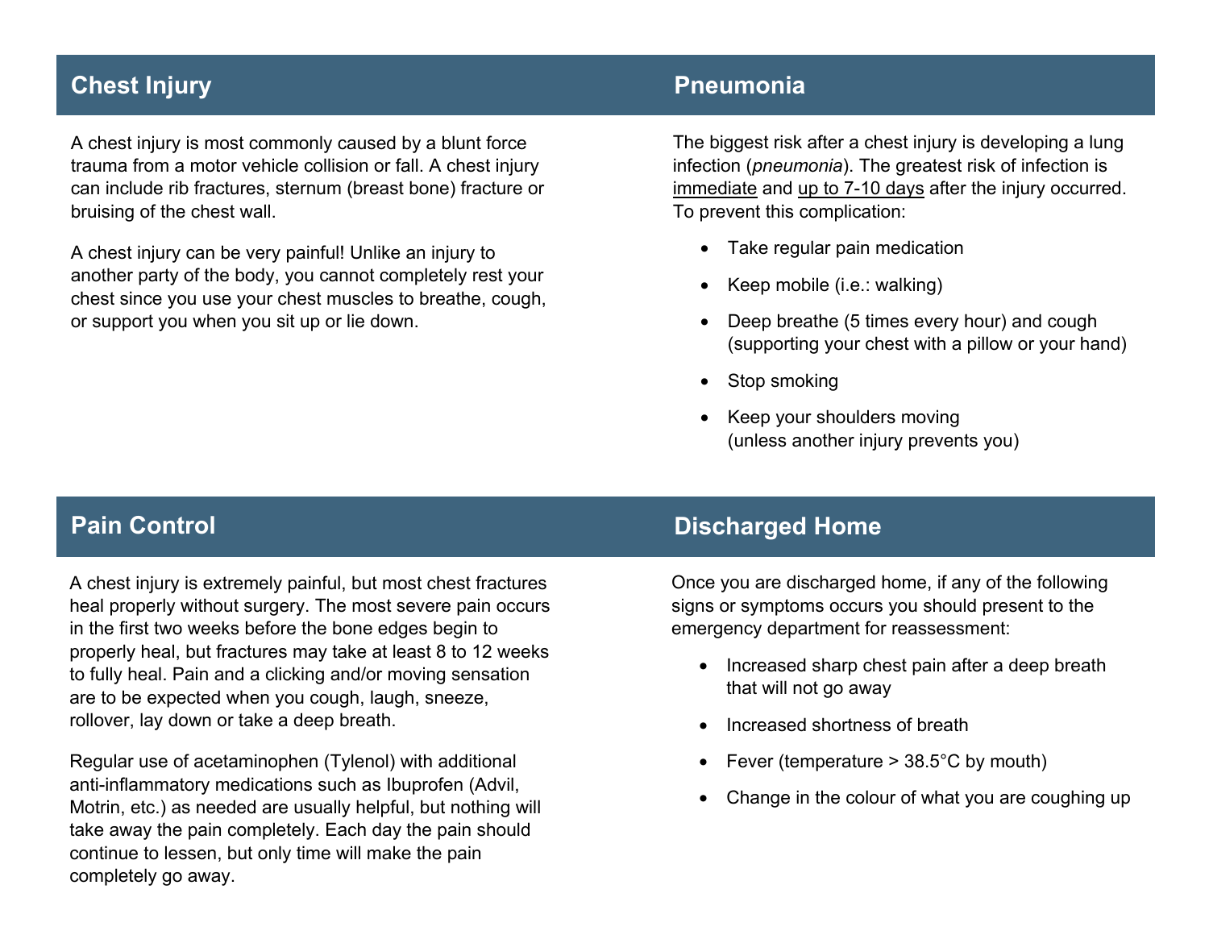## Chest Injury

A chest injury is most commonly caused by a blunt force trauma from a motor vehicle collision or fall. A chest injury can include rib fractures, sternum (breast bone) fracture or bruising of the chest wall.

A chest injury can be very painful! Unlike an injury to another party of the body, you cannot completely rest your chest since you use your chest muscles to breathe, cough, or support you when you sit up or lie down.

## Pain Control

A chest injury is extremely painful, but most chest fractures heal properly without surgery. The most severe pain occurs in the first two weeks before the bone edges begin to properly heal, but fractures may take at least 8 to 12 weeks to fully heal. Pain and a clicking and/or moving sensation are to be expected when you cough, laugh, sneeze, rollover, lay down or take a deep breath.

Regular use of acetaminophen (Tylenol) with additional anti-inflammatory medications such as Ibuprofen (Advil, Motrin, etc.) as needed are usually helpful, but nothing will take away the pain completely. Each day the pain should continue to lessen, but only time will make the pain completely go away.

## Pneumonia

The biggest risk after a chest injury is developing a lung infection (*pneumonia*). The greatest risk of infection is <u>immediate</u> and <u>up to 7-10 days</u> after the injury occurred. To prevent this complication:

- Take regular pain medication
- Keep mobile (i.e.: walking)
- Deep breathe (5 times every hour) and cough (supporting your chest with a pillow or your hand)
- Stop smoking
- Keep your shoulders moving (unless another injury prevents you)

## Discharged Home

Once you are discharged home, if any of the following signs or symptoms occurs you should present to the emergency department for reassessment:

- Increased sharp chest pain after a deep breath that will not go away
- Increased shortness of breath
- Fever (temperature > 38.5°C by mouth)
- Change in the colour of what you are coughing up